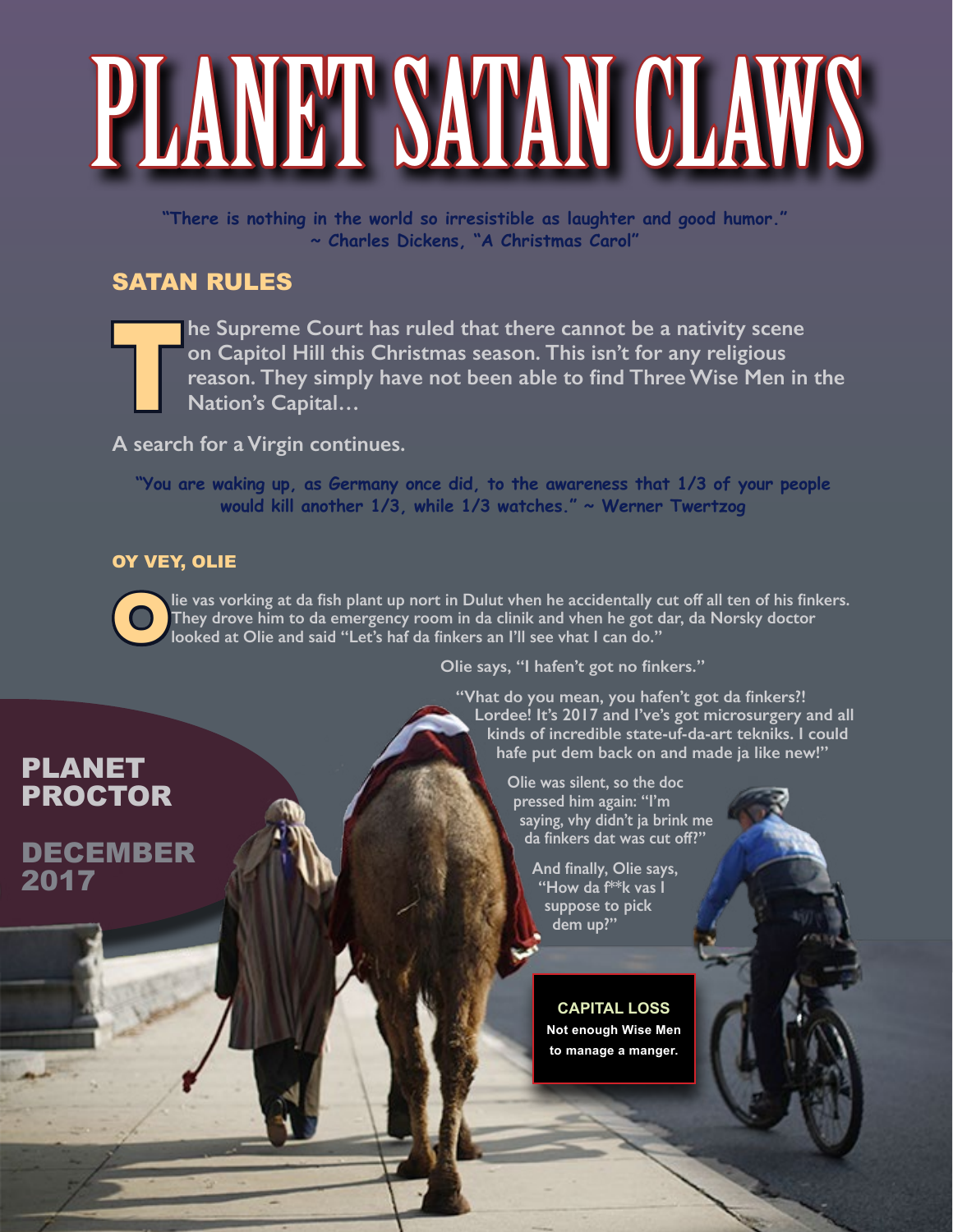# PLANET SATAN CLAWS

**"There is nothing in the world so irresistible as laughter and good humor."**
**~ Charles Dickens, "A Christmas Carol"**

## SATAN RULES

**The Supreme Court has ruled that there cannot be a nativity scene on Capitol Hill this Christmas season. This isn't for any religious reason. They simply have not been able to find Three Wise Men in the Nation's Capital…**

**A search for a Virgin continues.**

**"You are waking up, as Germany once did, to the awareness that 1/3 of your people would kill another 1/3, while 1/3 watches." ~ Werner Twertzog**

### OY VEY, OLIE

**Olie vas vorking at da fish plant up nort in Dulut vhen he accidentally cut off all ten of his finkers. They drove him to da emergency room in da clinik and vhen he got dar, da Norsky doctor looked at Olie and said "Let's haf da finkers an I'll see vhat I can do."**

**Olie says, "I hafen't got no finkers."**

**"Vhat do you mean, you hafen't got da finkers?! Lordee! It's 2017 and I've's got microsurgery and all kinds of incredible state-uf-da-art tekniks. I could hafe put dem back on and made ja like new!"**

**Olie was silent, so the doc pressed him again: "I'm saying, vhy didn't ja brink me da finkers dat was cut off?"**

**And finally, Olie says, "How da f**k vas I suppose to pick dem up?"**

**PLANET PROCTOR**

**DECEMBER 2017**

**CAPITAL LOSS**
**Not enough Wise Men to manage a manger.**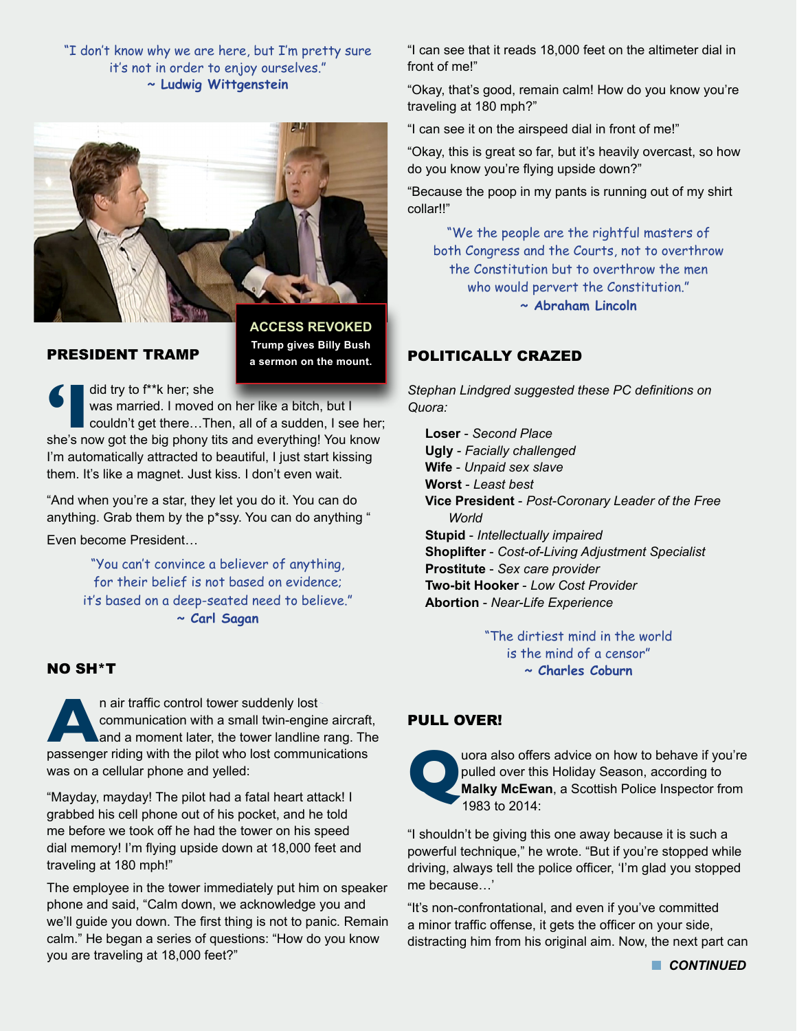*"I don't know why we are here, but I'm pretty sure it's not in order to enjoy ourselves."*
**~ Ludwig Wittgenstein**

**ACCESS REVOKED**
**Trump gives Billy Bush a sermon on the mount.**

## PRESIDENT TRAMP

"I did try to f**k her; she was married. I moved on her like a bitch, but I couldn't get there…Then, all of a sudden, I see her; she's now got the big phony tits and everything! You know I'm automatically attracted to beautiful, I just start kissing them. It's like a magnet. Just kiss. I don't even wait.

"And when you're a star, they let you do it. You can do anything. Grab them by the p*ssy. You can do anything "

Even become President…

*"You can't convince a believer of anything, for their belief is not based on evidence; it's based on a deep-seated need to believe."*
**~ Carl Sagan**

## NO SH*T

An air traffic control tower suddenly lost communication with a small twin-engine aircraft, and a moment later, the tower landline rang. The passenger riding with the pilot who lost communications was on a cellular phone and yelled:

"Mayday, mayday! The pilot had a fatal heart attack! I grabbed his cell phone out of his pocket, and he told me before we took off he had the tower on his speed dial memory! I'm flying upside down at 18,000 feet and traveling at 180 mph!"

The employee in the tower immediately put him on speaker phone and said, "Calm down, we acknowledge you and we'll guide you down. The first thing is not to panic. Remain calm." He began a series of questions: "How do you know you are traveling at 18,000 feet?"

"I can see that it reads 18,000 feet on the altimeter dial in front of me!"

"Okay, that's good, remain calm! How do you know you're traveling at 180 mph?"

"I can see it on the airspeed dial in front of me!"

"Okay, this is great so far, but it's heavily overcast, so how do you know you're flying upside down?"

"Because the poop in my pants is running out of my shirt collar!!"

*"We the people are the rightful masters of both Congress and the Courts, not to overthrow the Constitution but to overthrow the men who would pervert the Constitution."*
**~ Abraham Lincoln**

## POLITICALLY CRAZED

*Stephan Lindgred suggested these PC definitions on Quora:*

- **Loser** - *Second Place*
- **Ugly** - *Facially challenged*
- **Wife** - *Unpaid sex slave*
- **Worst** - *Least best*
- **Vice President** - *Post-Coronary Leader of the Free World*
- **Stupid** - *Intellectually impaired*
- **Shoplifter** - *Cost-of-Living Adjustment Specialist*
- **Prostitute** - *Sex care provider*
- **Two-bit Hooker** - *Low Cost Provider*
- **Abortion** - *Near-Life Experience*

*"The dirtiest mind in the world is the mind of a censor"*
**~ Charles Coburn**

## PULL OVER!

Quora also offers advice on how to behave if you're pulled over this Holiday Season, according to **Malky McEwan**, a Scottish Police Inspector from 1983 to 2014:

"I shouldn't be giving this one away because it is such a powerful technique," he wrote. "But if you're stopped while driving, always tell the police officer, 'I'm glad you stopped me because…'

"It's non-confrontational, and even if you've committed a minor traffic offense, it gets the officer on your side, distracting him from his original aim. Now, the next part can

***CONTINUED***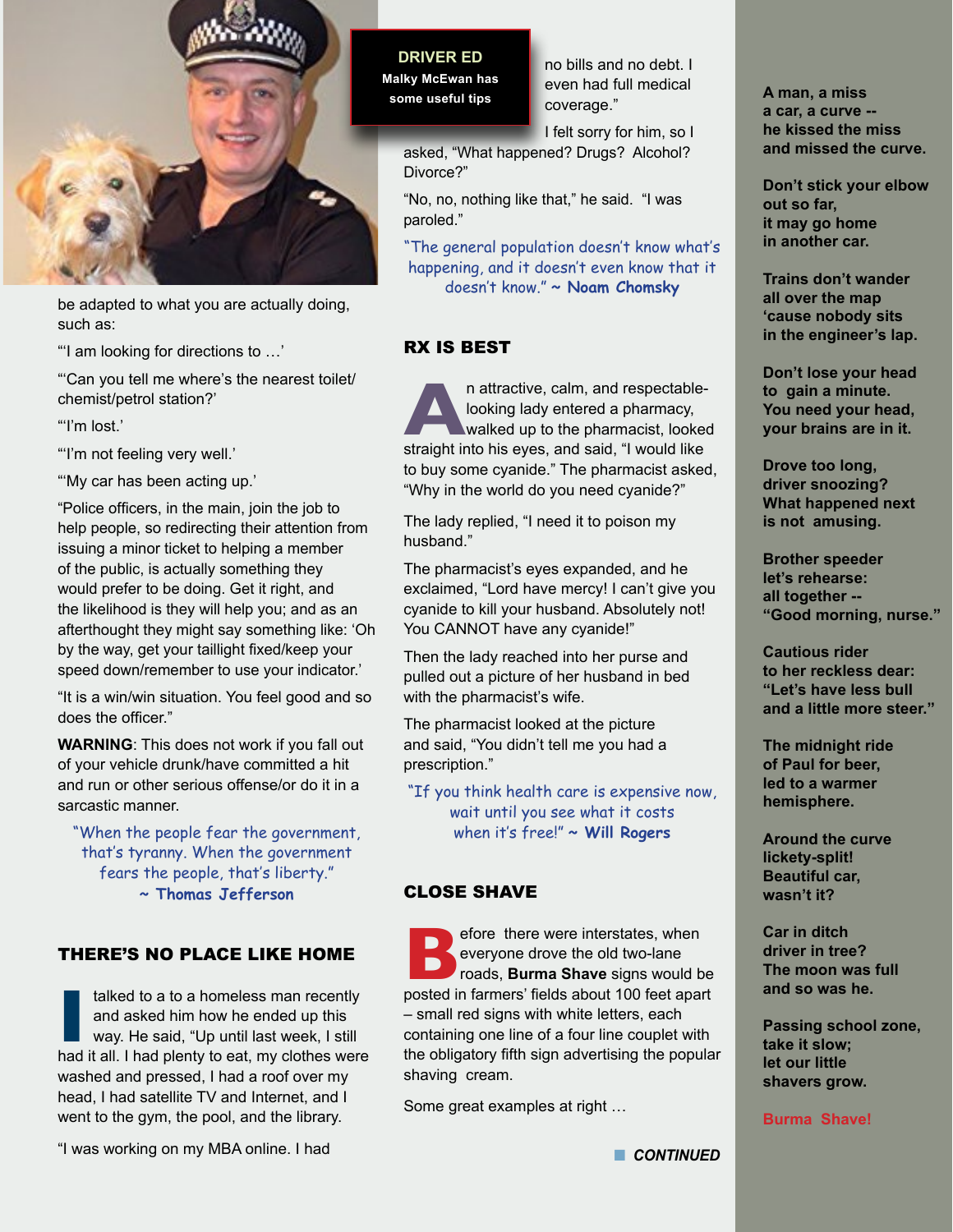**DRIVER ED**
**Malky McEwan has some useful tips**

be adapted to what you are actually doing, such as:

"'I am looking for directions to …'

"'Can you tell me where's the nearest toilet/chemist/petrol station?'

"'I'm lost.'

"'I'm not feeling very well.'

"'My car has been acting up.'

"Police officers, in the main, join the job to help people, so redirecting their attention from issuing a minor ticket to helping a member of the public, is actually something they would prefer to be doing. Get it right, and the likelihood is they will help you; and as an afterthought they might say something like: 'Oh by the way, get your taillight fixed/keep your speed down/remember to use your indicator.'

"It is a win/win situation. You feel good and so does the officer."

**WARNING**: This does not work if you fall out of your vehicle drunk/have committed a hit and run or other serious offense/or do it in a sarcastic manner.

> "When the people fear the government, that's tyranny. When the government fears the people, that's liberty." ~ **Thomas Jefferson**

## THERE'S NO PLACE LIKE HOME

I talked to a to a homeless man recently and asked him how he ended up this way. He said, "Up until last week, I still had it all. I had plenty to eat, my clothes were washed and pressed, I had a roof over my head, I had satellite TV and Internet, and I went to the gym, the pool, and the library.

"I was working on my MBA online. I had no bills and no debt. I even had full medical coverage."

I felt sorry for him, so I asked, "What happened? Drugs? Alcohol? Divorce?"

"No, no, nothing like that," he said. "I was paroled."

> "The general population doesn't know what's happening, and it doesn't even know that it doesn't know." ~ **Noam Chomsky**

## RX IS BEST

An attractive, calm, and respectable-looking lady entered a pharmacy, walked up to the pharmacist, looked straight into his eyes, and said, "I would like to buy some cyanide." The pharmacist asked, "Why in the world do you need cyanide?"

The lady replied, "I need it to poison my husband."

The pharmacist's eyes expanded, and he exclaimed, "Lord have mercy! I can't give you cyanide to kill your husband. Absolutely not! You CANNOT have any cyanide!"

Then the lady reached into her purse and pulled out a picture of her husband in bed with the pharmacist's wife.

The pharmacist looked at the picture and said, "You didn't tell me you had a prescription."

> "If you think health care is expensive now, wait until you see what it costs when it's free!" ~ **Will Rogers**

## CLOSE SHAVE

Before there were interstates, when everyone drove the old two-lane roads, **Burma Shave** signs would be posted in farmers' fields about 100 feet apart – small red signs with white letters, each containing one line of a four line couplet with the obligatory fifth sign advertising the popular shaving cream.

Some great examples at right …

**CONTINUED**

**A man, a miss**
**a car, a curve --**
**he kissed the miss**
**and missed the curve.**

**Don't stick your elbow**
**out so far,**
**it may go home**
**in another car.**

**Trains don't wander**
**all over the map**
**'cause nobody sits**
**in the engineer's lap.**

**Don't lose your head**
**to gain a minute.**
**You need your head,**
**your brains are in it.**

**Drove too long,**
**driver snoozing?**
**What happened next**
**is not amusing.**

**Brother speeder**
**let's rehearse:**
**all together --**
**"Good morning, nurse."**

**Cautious rider**
**to her reckless dear:**
**"Let's have less bull**
**and a little more steer."**

**The midnight ride**
**of Paul for beer,**
**led to a warmer**
**hemisphere.**

**Around the curve**
**lickety-split!**
**Beautiful car,**
**wasn't it?**

**Car in ditch**
**driver in tree?**
**The moon was full**
**and so was he.**

**Passing school zone,**
**take it slow;**
**let our little**
**shavers grow.**

**Burma Shave!**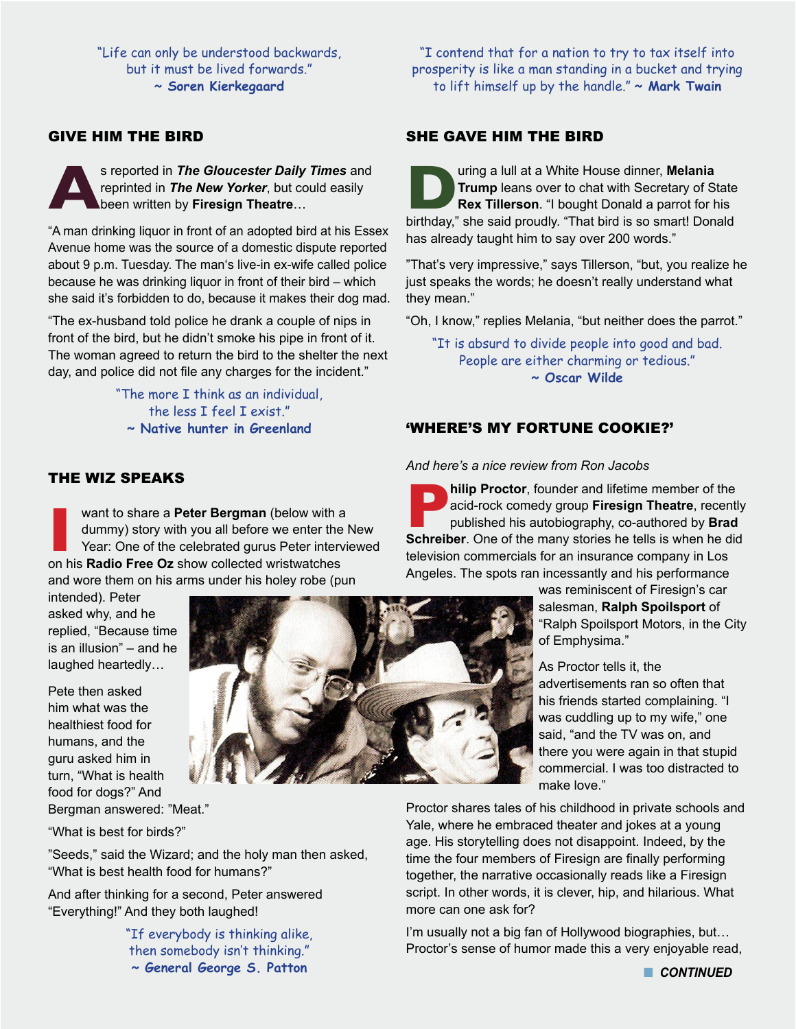"Life can only be understood backwards, but it must be lived forwards."
**~ Soren Kierkegaard**

## GIVE HIM THE BIRD

As reported in ***The Gloucester Daily Times*** and reprinted in ***The New Yorker***, but could easily been written by **Firesign Theatre**…

"A man drinking liquor in front of an adopted bird at his Essex Avenue home was the source of a domestic dispute reported about 9 p.m. Tuesday. The man's live-in ex-wife called police because he was drinking liquor in front of their bird – which she said it's forbidden to do, because it makes their dog mad.

"The ex-husband told police he drank a couple of nips in front of the bird, but he didn't smoke his pipe in front of it. The woman agreed to return the bird to the shelter the next day, and police did not file any charges for the incident."

"The more I think as an individual, the less I feel I exist."
**~ Native hunter in Greenland**

## THE WIZ SPEAKS

I want to share a **Peter Bergman** (below with a dummy) story with you all before we enter the New Year: One of the celebrated gurus Peter interviewed on his **Radio Free Oz** show collected wristwatches and wore them on his arms under his holey robe (pun intended). Peter asked why, and he replied, "Because time is an illusion" – and he laughed heartedly…

Pete then asked him what was the healthiest food for humans, and the guru asked him in turn, "What is health food for dogs?" And Bergman answered: "Meat."

"What is best for birds?"

"Seeds," said the Wizard; and the holy man then asked, "What is best health food for humans?"

And after thinking for a second, Peter answered "Everything!" And they both laughed!

"If everybody is thinking alike, then somebody isn't thinking."
**~ General George S. Patton**

"I contend that for a nation to try to tax itself into prosperity is like a man standing in a bucket and trying to lift himself up by the handle." **~ Mark Twain**

## SHE GAVE HIM THE BIRD

During a lull at a White House dinner, **Melania Trump** leans over to chat with Secretary of State **Rex Tillerson**. "I bought Donald a parrot for his birthday," she said proudly. "That bird is so smart! Donald has already taught him to say over 200 words."

"That's very impressive," says Tillerson, "but, you realize he just speaks the words; he doesn't really understand what they mean."

"Oh, I know," replies Melania, "but neither does the parrot."

"It is absurd to divide people into good and bad. People are either charming or tedious."
**~ Oscar Wilde**

## 'WHERE'S MY FORTUNE COOKIE?'

*And here's a nice review from Ron Jacobs*

**Philip Proctor**, founder and lifetime member of the acid-rock comedy group **Firesign Theatre**, recently published his autobiography, co-authored by **Brad Schreiber**. One of the many stories he tells is when he did television commercials for an insurance company in Los Angeles. The spots ran incessantly and his performance was reminiscent of Firesign's car salesman, **Ralph Spoilsport** of "Ralph Spoilsport Motors, in the City of Emphysima."

As Proctor tells it, the advertisements ran so often that his friends started complaining. "I was cuddling up to my wife," one said, "and the TV was on, and there you were again in that stupid commercial. I was too distracted to make love."

Proctor shares tales of his childhood in private schools and Yale, where he embraced theater and jokes at a young age. His storytelling does not disappoint. Indeed, by the time the four members of Firesign are finally performing together, the narrative occasionally reads like a Firesign script. In other words, it is clever, hip, and hilarious. What more can one ask for?

I'm usually not a big fan of Hollywood biographies, but… Proctor's sense of humor made this a very enjoyable read,

***CONTINUED***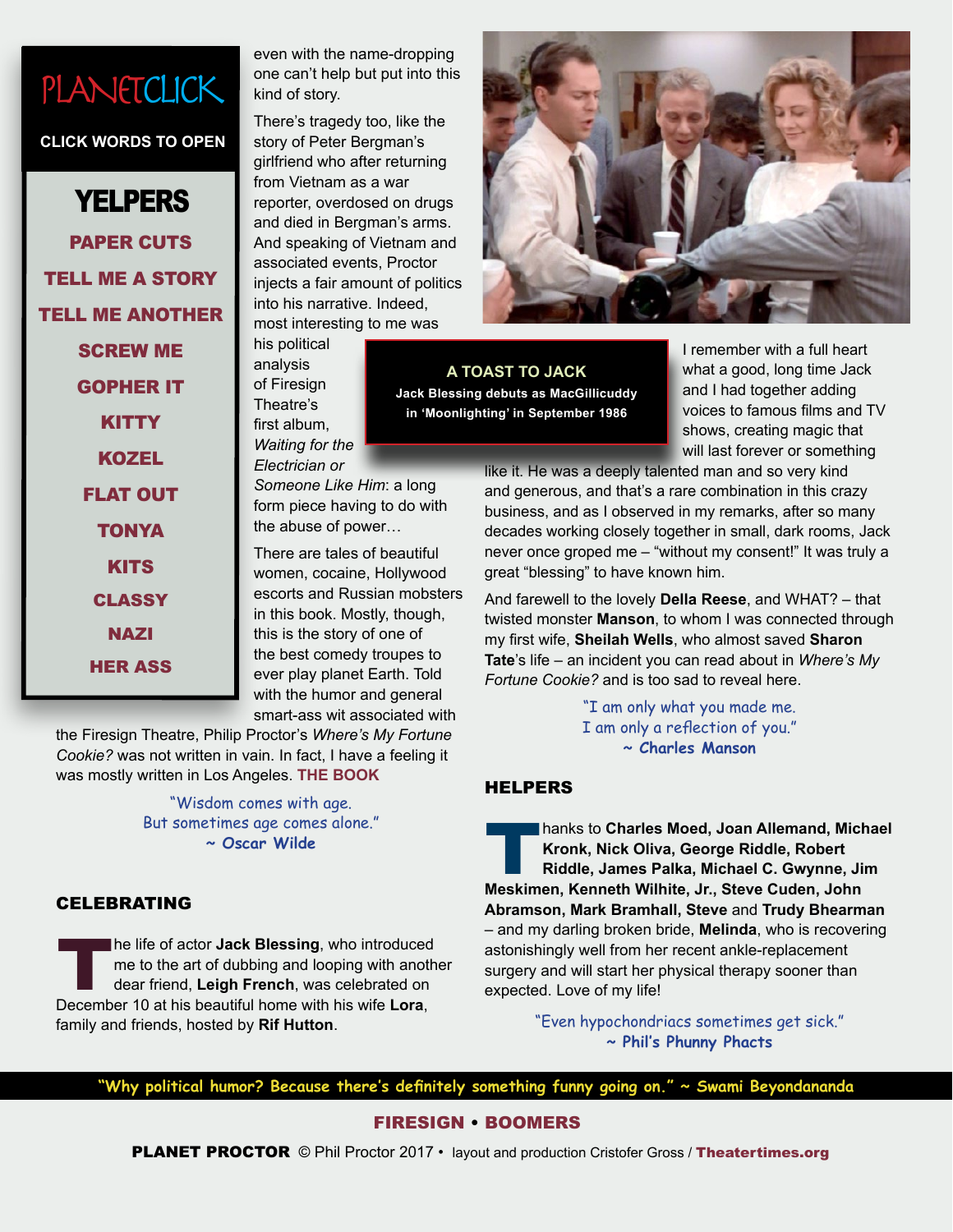PLANETCLICK

CLICK WORDS TO OPEN

## YELPERS

PAPER CUTS

TELL ME A STORY

TELL ME ANOTHER

SCREW ME

GOPHER IT

KITTY

KOZEL

FLAT OUT

TONYA

KITS

CLASSY

NAZI

HER ASS

even with the name-dropping one can't help but put into this kind of story.

There's tragedy too, like the story of Peter Bergman's girlfriend who after returning from Vietnam as a war reporter, overdosed on drugs and died in Bergman's arms. And speaking of Vietnam and associated events, Proctor injects a fair amount of politics into his narrative. Indeed, most interesting to me was his political analysis of Firesign Theatre's first album, *Waiting for the Electrician or Someone Like Him*: a long form piece having to do with the abuse of power…

There are tales of beautiful women, cocaine, Hollywood escorts and Russian mobsters in this book. Mostly, though, this is the story of one of the best comedy troupes to ever play planet Earth. Told with the humor and general smart-ass wit associated with the Firesign Theatre, Philip Proctor's *Where's My Fortune Cookie?* was not written in vain. In fact, I have a feeling it was mostly written in Los Angeles. THE BOOK

"Wisdom comes with age.
But sometimes age comes alone."
~ Oscar Wilde

## CELEBRATING

The life of actor **Jack Blessing**, who introduced me to the art of dubbing and looping with another dear friend, **Leigh French**, was celebrated on December 10 at his beautiful home with his wife **Lora**, family and friends, hosted by **Rif Hutton**.

**A TOAST TO JACK**

**Jack Blessing debuts as MacGillicuddy in 'Moonlighting' in September 1986**

I remember with a full heart what a good, long time Jack and I had together adding voices to famous films and TV shows, creating magic that will last forever or something like it. He was a deeply talented man and so very kind and generous, and that's a rare combination in this crazy business, and as I observed in my remarks, after so many decades working closely together in small, dark rooms, Jack never once groped me – "without my consent!" It was truly a great "blessing" to have known him.

And farewell to the lovely **Della Reese**, and WHAT? – that twisted monster **Manson**, to whom I was connected through my first wife, **Sheilah Wells**, who almost saved **Sharon Tate**'s life – an incident you can read about in *Where's My Fortune Cookie?* and is too sad to reveal here.

"I am only what you made me.
I am only a reflection of you."
~ Charles Manson

## HELPERS

Thanks to **Charles Moed, Joan Allemand, Michael Kronk, Nick Oliva, George Riddle, Robert Riddle, James Palka, Michael C. Gwynne, Jim Meskimen, Kenneth Wilhite, Jr., Steve Cuden, John Abramson, Mark Bramhall, Steve** and **Trudy Bhearman** – and my darling broken bride, **Melinda**, who is recovering astonishingly well from her recent ankle-replacement surgery and will start her physical therapy sooner than expected. Love of my life!

"Even hypochondriacs sometimes get sick."
~ Phil's Phunny Phacts

"Why political humor? Because there's definitely something funny going on." ~ Swami Beyondananda

FIRESIGN • BOOMERS

**PLANET PROCTOR** © Phil Proctor 2017 • layout and production Cristofer Gross / **Theatertimes.org**